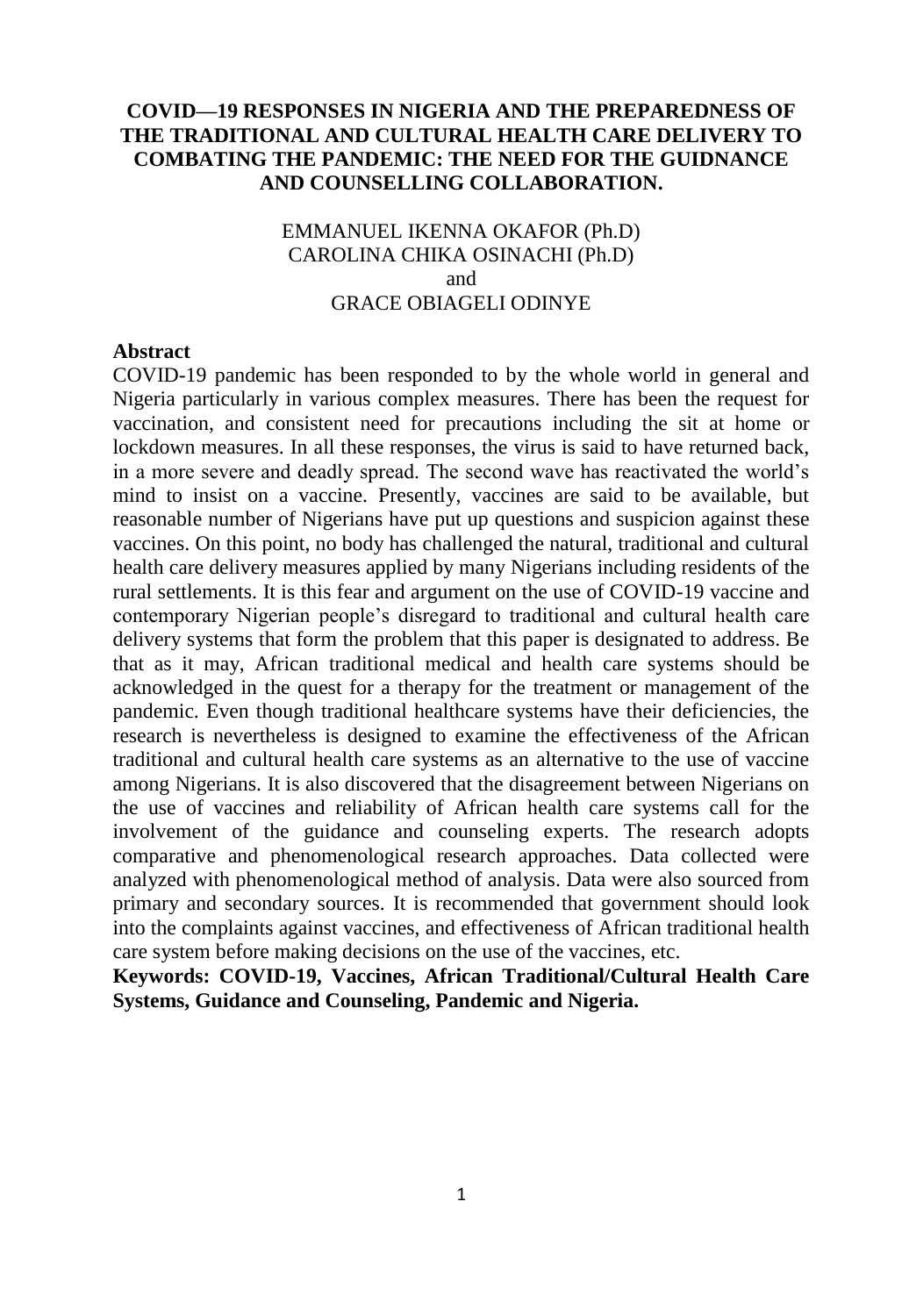# COVID—19 RESPONSES IN NIGERIA AND THE PREPAREDNESS OF THE TRADITIONAL AND CULTURAL HEALTH CARE DELIVERY TO COMBATING THE PANDEMIC: THE NEED FOR THE GUIDNANCE AND COUNSELLING COLLABORATION.

EMMANUEL IKENNA OKAFOR (Ph.D)
CAROLINA CHIKA OSINACHI (Ph.D)
and
GRACE OBIAGELI ODINYE

## Abstract

COVID-19 pandemic has been responded to by the whole world in general and Nigeria particularly in various complex measures. There has been the request for vaccination, and consistent need for precautions including the sit at home or lockdown measures. In all these responses, the virus is said to have returned back, in a more severe and deadly spread. The second wave has reactivated the world's mind to insist on a vaccine. Presently, vaccines are said to be available, but reasonable number of Nigerians have put up questions and suspicion against these vaccines. On this point, no body has challenged the natural, traditional and cultural health care delivery measures applied by many Nigerians including residents of the rural settlements. It is this fear and argument on the use of COVID-19 vaccine and contemporary Nigerian people's disregard to traditional and cultural health care delivery systems that form the problem that this paper is designated to address. Be that as it may, African traditional medical and health care systems should be acknowledged in the quest for a therapy for the treatment or management of the pandemic. Even though traditional healthcare systems have their deficiencies, the research is nevertheless is designed to examine the effectiveness of the African traditional and cultural health care systems as an alternative to the use of vaccine among Nigerians. It is also discovered that the disagreement between Nigerians on the use of vaccines and reliability of African health care systems call for the involvement of the guidance and counseling experts. The research adopts comparative and phenomenological research approaches. Data collected were analyzed with phenomenological method of analysis. Data were also sourced from primary and secondary sources. It is recommended that government should look into the complaints against vaccines, and effectiveness of African traditional health care system before making decisions on the use of the vaccines, etc.

**Keywords: COVID-19, Vaccines, African Traditional/Cultural Health Care Systems, Guidance and Counseling, Pandemic and Nigeria.**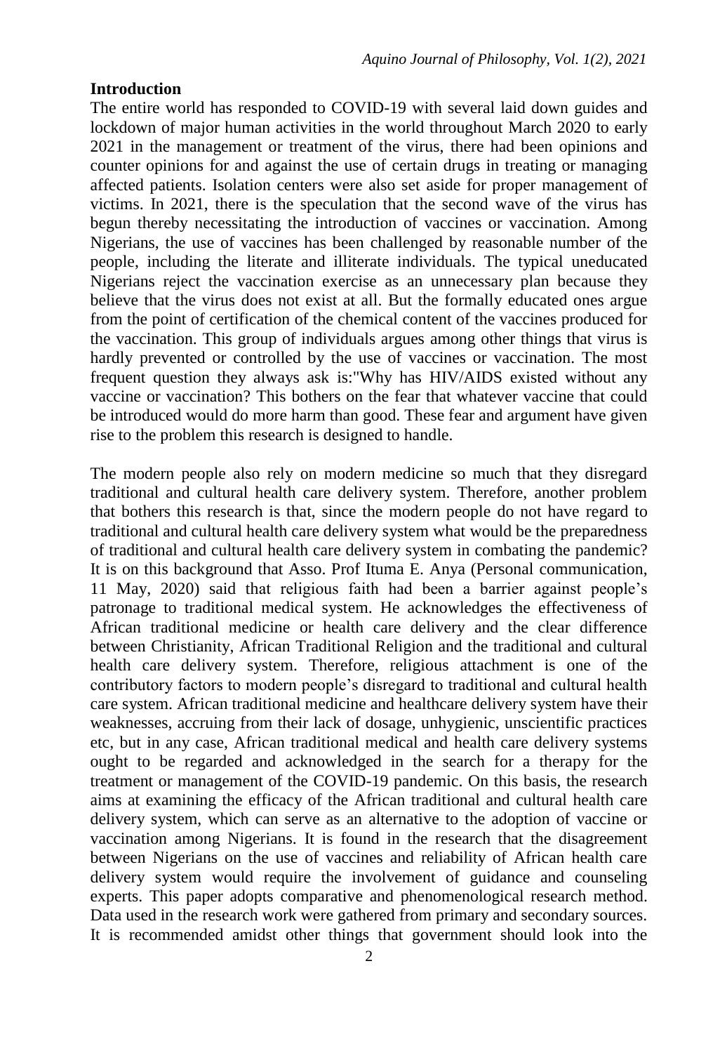## Introduction

The entire world has responded to COVID-19 with several laid down guides and lockdown of major human activities in the world throughout March 2020 to early 2021 in the management or treatment of the virus, there had been opinions and counter opinions for and against the use of certain drugs in treating or managing affected patients. Isolation centers were also set aside for proper management of victims. In 2021, there is the speculation that the second wave of the virus has begun thereby necessitating the introduction of vaccines or vaccination. Among Nigerians, the use of vaccines has been challenged by reasonable number of the people, including the literate and illiterate individuals. The typical uneducated Nigerians reject the vaccination exercise as an unnecessary plan because they believe that the virus does not exist at all. But the formally educated ones argue from the point of certification of the chemical content of the vaccines produced for the vaccination. This group of individuals argues among other things that virus is hardly prevented or controlled by the use of vaccines or vaccination. The most frequent question they always ask is:"Why has HIV/AIDS existed without any vaccine or vaccination? This bothers on the fear that whatever vaccine that could be introduced would do more harm than good. These fear and argument have given rise to the problem this research is designed to handle.

The modern people also rely on modern medicine so much that they disregard traditional and cultural health care delivery system. Therefore, another problem that bothers this research is that, since the modern people do not have regard to traditional and cultural health care delivery system what would be the preparedness of traditional and cultural health care delivery system in combating the pandemic? It is on this background that Asso. Prof Ituma E. Anya (Personal communication, 11 May, 2020) said that religious faith had been a barrier against people's patronage to traditional medical system. He acknowledges the effectiveness of African traditional medicine or health care delivery and the clear difference between Christianity, African Traditional Religion and the traditional and cultural health care delivery system. Therefore, religious attachment is one of the contributory factors to modern people's disregard to traditional and cultural health care system. African traditional medicine and healthcare delivery system have their weaknesses, accruing from their lack of dosage, unhygienic, unscientific practices etc, but in any case, African traditional medical and health care delivery systems ought to be regarded and acknowledged in the search for a therapy for the treatment or management of the COVID-19 pandemic. On this basis, the research aims at examining the efficacy of the African traditional and cultural health care delivery system, which can serve as an alternative to the adoption of vaccine or vaccination among Nigerians. It is found in the research that the disagreement between Nigerians on the use of vaccines and reliability of African health care delivery system would require the involvement of guidance and counseling experts. This paper adopts comparative and phenomenological research method. Data used in the research work were gathered from primary and secondary sources. It is recommended amidst other things that government should look into the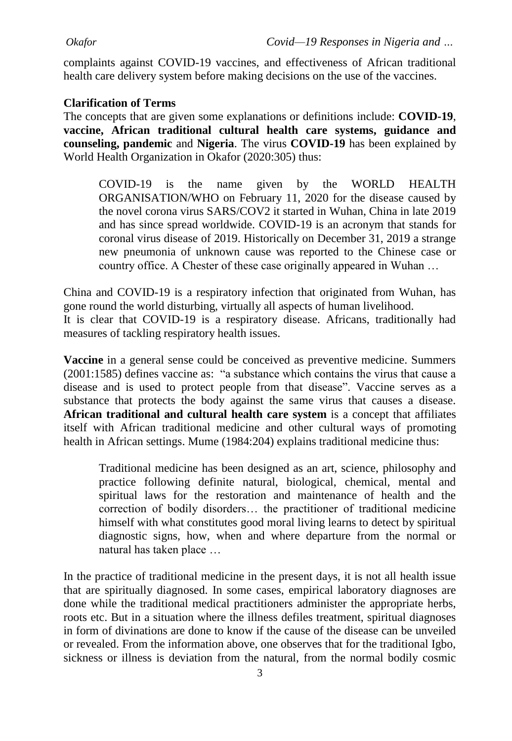complaints against COVID-19 vaccines, and effectiveness of African traditional health care delivery system before making decisions on the use of the vaccines.

**Clarification of Terms**

The concepts that are given some explanations or definitions include: **COVID-19**, **vaccine, African traditional cultural health care systems, guidance and counseling, pandemic** and **Nigeria**. The virus **COVID-19** has been explained by World Health Organization in Okafor (2020:305) thus:

> COVID-19 is the name given by the WORLD HEALTH ORGANISATION/WHO on February 11, 2020 for the disease caused by the novel corona virus SARS/COV2 it started in Wuhan, China in late 2019 and has since spread worldwide. COVID-19 is an acronym that stands for coronal virus disease of 2019. Historically on December 31, 2019 a strange new pneumonia of unknown cause was reported to the Chinese case or country office. A Chester of these case originally appeared in Wuhan …

China and COVID-19 is a respiratory infection that originated from Wuhan, has gone round the world disturbing, virtually all aspects of human livelihood.
It is clear that COVID-19 is a respiratory disease. Africans, traditionally had measures of tackling respiratory health issues.

**Vaccine** in a general sense could be conceived as preventive medicine. Summers (2001:1585) defines vaccine as: "a substance which contains the virus that cause a disease and is used to protect people from that disease". Vaccine serves as a substance that protects the body against the same virus that causes a disease. **African traditional and cultural health care system** is a concept that affiliates itself with African traditional medicine and other cultural ways of promoting health in African settings. Mume (1984:204) explains traditional medicine thus:

> Traditional medicine has been designed as an art, science, philosophy and practice following definite natural, biological, chemical, mental and spiritual laws for the restoration and maintenance of health and the correction of bodily disorders… the practitioner of traditional medicine himself with what constitutes good moral living learns to detect by spiritual diagnostic signs, how, when and where departure from the normal or natural has taken place …

In the practice of traditional medicine in the present days, it is not all health issue that are spiritually diagnosed. In some cases, empirical laboratory diagnoses are done while the traditional medical practitioners administer the appropriate herbs, roots etc. But in a situation where the illness defiles treatment, spiritual diagnoses in form of divinations are done to know if the cause of the disease can be unveiled or revealed. From the information above, one observes that for the traditional Igbo, sickness or illness is deviation from the natural, from the normal bodily cosmic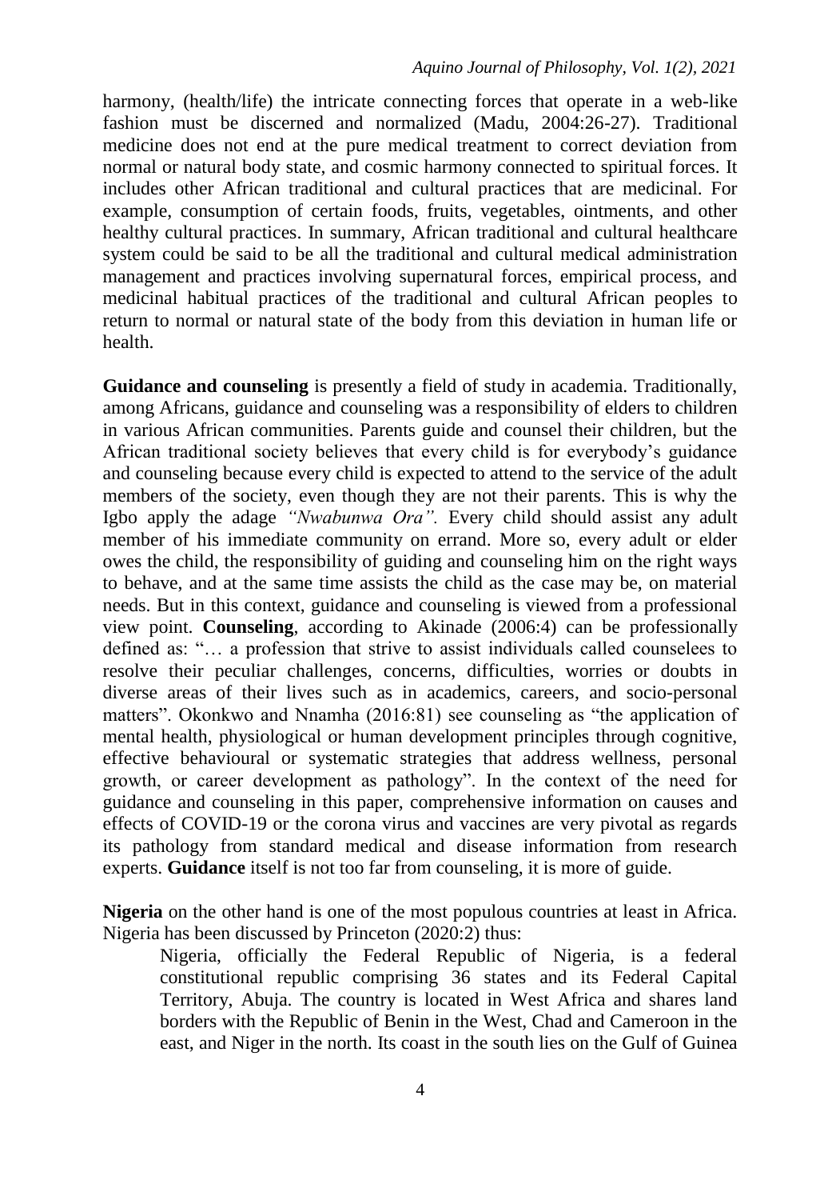harmony, (health/life) the intricate connecting forces that operate in a web-like fashion must be discerned and normalized (Madu, 2004:26-27). Traditional medicine does not end at the pure medical treatment to correct deviation from normal or natural body state, and cosmic harmony connected to spiritual forces. It includes other African traditional and cultural practices that are medicinal. For example, consumption of certain foods, fruits, vegetables, ointments, and other healthy cultural practices. In summary, African traditional and cultural healthcare system could be said to be all the traditional and cultural medical administration management and practices involving supernatural forces, empirical process, and medicinal habitual practices of the traditional and cultural African peoples to return to normal or natural state of the body from this deviation in human life or health.

**Guidance and counseling** is presently a field of study in academia. Traditionally, among Africans, guidance and counseling was a responsibility of elders to children in various African communities. Parents guide and counsel their children, but the African traditional society believes that every child is for everybody's guidance and counseling because every child is expected to attend to the service of the adult members of the society, even though they are not their parents. This is why the Igbo apply the adage *"Nwabunwa Ora".* Every child should assist any adult member of his immediate community on errand. More so, every adult or elder owes the child, the responsibility of guiding and counseling him on the right ways to behave, and at the same time assists the child as the case may be, on material needs. But in this context, guidance and counseling is viewed from a professional view point. **Counseling**, according to Akinade (2006:4) can be professionally defined as: "… a profession that strive to assist individuals called counselees to resolve their peculiar challenges, concerns, difficulties, worries or doubts in diverse areas of their lives such as in academics, careers, and socio-personal matters". Okonkwo and Nnamha (2016:81) see counseling as "the application of mental health, physiological or human development principles through cognitive, effective behavioural or systematic strategies that address wellness, personal growth, or career development as pathology". In the context of the need for guidance and counseling in this paper, comprehensive information on causes and effects of COVID-19 or the corona virus and vaccines are very pivotal as regards its pathology from standard medical and disease information from research experts. **Guidance** itself is not too far from counseling, it is more of guide.

**Nigeria** on the other hand is one of the most populous countries at least in Africa. Nigeria has been discussed by Princeton (2020:2) thus:

> Nigeria, officially the Federal Republic of Nigeria, is a federal constitutional republic comprising 36 states and its Federal Capital Territory, Abuja. The country is located in West Africa and shares land borders with the Republic of Benin in the West, Chad and Cameroon in the east, and Niger in the north. Its coast in the south lies on the Gulf of Guinea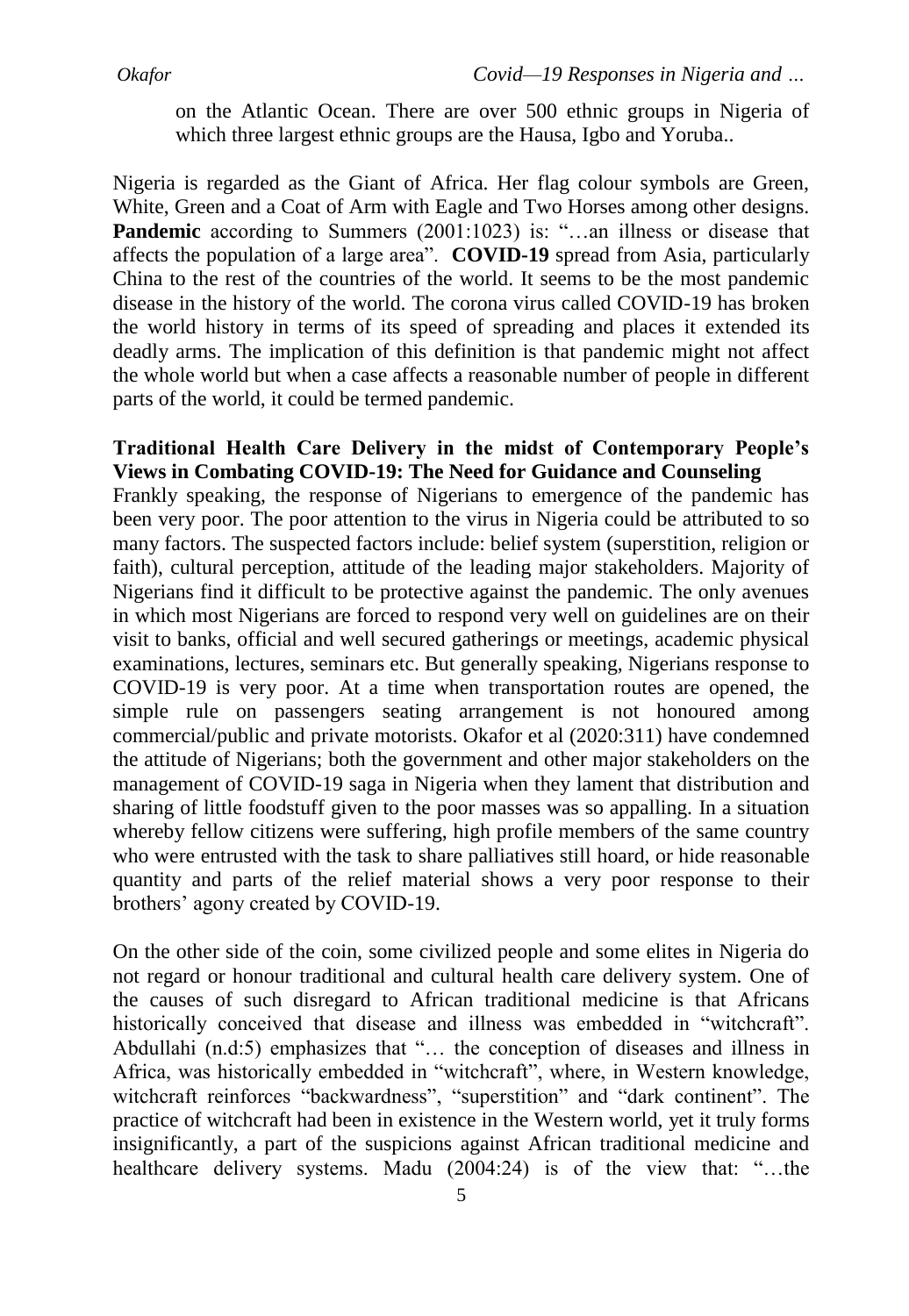on the Atlantic Ocean. There are over 500 ethnic groups in Nigeria of which three largest ethnic groups are the Hausa, Igbo and Yoruba..

Nigeria is regarded as the Giant of Africa. Her flag colour symbols are Green, White, Green and a Coat of Arm with Eagle and Two Horses among other designs. **Pandemic** according to Summers (2001:1023) is: "…an illness or disease that affects the population of a large area". **COVID-19** spread from Asia, particularly China to the rest of the countries of the world. It seems to be the most pandemic disease in the history of the world. The corona virus called COVID-19 has broken the world history in terms of its speed of spreading and places it extended its deadly arms. The implication of this definition is that pandemic might not affect the whole world but when a case affects a reasonable number of people in different parts of the world, it could be termed pandemic.

**Traditional Health Care Delivery in the midst of Contemporary People's Views in Combating COVID-19: The Need for Guidance and Counseling**

Frankly speaking, the response of Nigerians to emergence of the pandemic has been very poor. The poor attention to the virus in Nigeria could be attributed to so many factors. The suspected factors include: belief system (superstition, religion or faith), cultural perception, attitude of the leading major stakeholders. Majority of Nigerians find it difficult to be protective against the pandemic. The only avenues in which most Nigerians are forced to respond very well on guidelines are on their visit to banks, official and well secured gatherings or meetings, academic physical examinations, lectures, seminars etc. But generally speaking, Nigerians response to COVID-19 is very poor. At a time when transportation routes are opened, the simple rule on passengers seating arrangement is not honoured among commercial/public and private motorists. Okafor et al (2020:311) have condemned the attitude of Nigerians; both the government and other major stakeholders on the management of COVID-19 saga in Nigeria when they lament that distribution and sharing of little foodstuff given to the poor masses was so appalling. In a situation whereby fellow citizens were suffering, high profile members of the same country who were entrusted with the task to share palliatives still hoard, or hide reasonable quantity and parts of the relief material shows a very poor response to their brothers' agony created by COVID-19.

On the other side of the coin, some civilized people and some elites in Nigeria do not regard or honour traditional and cultural health care delivery system. One of the causes of such disregard to African traditional medicine is that Africans historically conceived that disease and illness was embedded in "witchcraft". Abdullahi (n.d:5) emphasizes that "… the conception of diseases and illness in Africa, was historically embedded in "witchcraft", where, in Western knowledge, witchcraft reinforces "backwardness", "superstition" and "dark continent". The practice of witchcraft had been in existence in the Western world, yet it truly forms insignificantly, a part of the suspicions against African traditional medicine and healthcare delivery systems. Madu (2004:24) is of the view that: "…the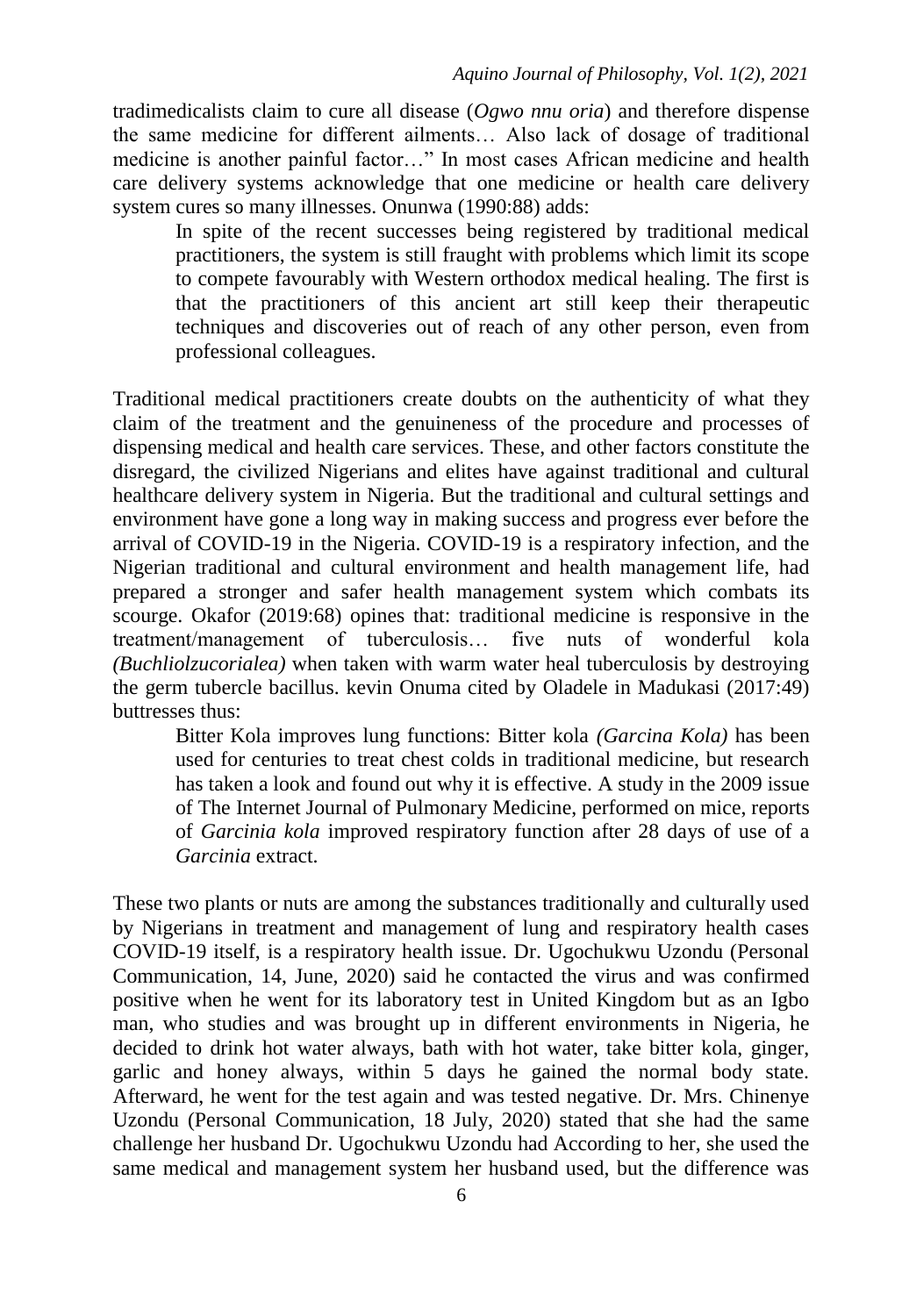tradimedicalists claim to cure all disease (*Ogwo nnu oria*) and therefore dispense the same medicine for different ailments… Also lack of dosage of traditional medicine is another painful factor…" In most cases African medicine and health care delivery systems acknowledge that one medicine or health care delivery system cures so many illnesses. Onunwa (1990:88) adds:

> In spite of the recent successes being registered by traditional medical practitioners, the system is still fraught with problems which limit its scope to compete favourably with Western orthodox medical healing. The first is that the practitioners of this ancient art still keep their therapeutic techniques and discoveries out of reach of any other person, even from professional colleagues.

Traditional medical practitioners create doubts on the authenticity of what they claim of the treatment and the genuineness of the procedure and processes of dispensing medical and health care services. These, and other factors constitute the disregard, the civilized Nigerians and elites have against traditional and cultural healthcare delivery system in Nigeria. But the traditional and cultural settings and environment have gone a long way in making success and progress ever before the arrival of COVID-19 in the Nigeria. COVID-19 is a respiratory infection, and the Nigerian traditional and cultural environment and health management life, had prepared a stronger and safer health management system which combats its scourge. Okafor (2019:68) opines that: traditional medicine is responsive in the treatment/management of tuberculosis… five nuts of wonderful kola *(Buchliolzucorialea)* when taken with warm water heal tuberculosis by destroying the germ tubercle bacillus. kevin Onuma cited by Oladele in Madukasi (2017:49) buttresses thus:

> Bitter Kola improves lung functions: Bitter kola *(Garcina Kola)* has been used for centuries to treat chest colds in traditional medicine, but research has taken a look and found out why it is effective. A study in the 2009 issue of The Internet Journal of Pulmonary Medicine, performed on mice, reports of *Garcinia kola* improved respiratory function after 28 days of use of a *Garcinia* extract.

These two plants or nuts are among the substances traditionally and culturally used by Nigerians in treatment and management of lung and respiratory health cases COVID-19 itself, is a respiratory health issue. Dr. Ugochukwu Uzondu (Personal Communication, 14, June, 2020) said he contacted the virus and was confirmed positive when he went for its laboratory test in United Kingdom but as an Igbo man, who studies and was brought up in different environments in Nigeria, he decided to drink hot water always, bath with hot water, take bitter kola, ginger, garlic and honey always, within 5 days he gained the normal body state. Afterward, he went for the test again and was tested negative. Dr. Mrs. Chinenye Uzondu (Personal Communication, 18 July, 2020) stated that she had the same challenge her husband Dr. Ugochukwu Uzondu had According to her, she used the same medical and management system her husband used, but the difference was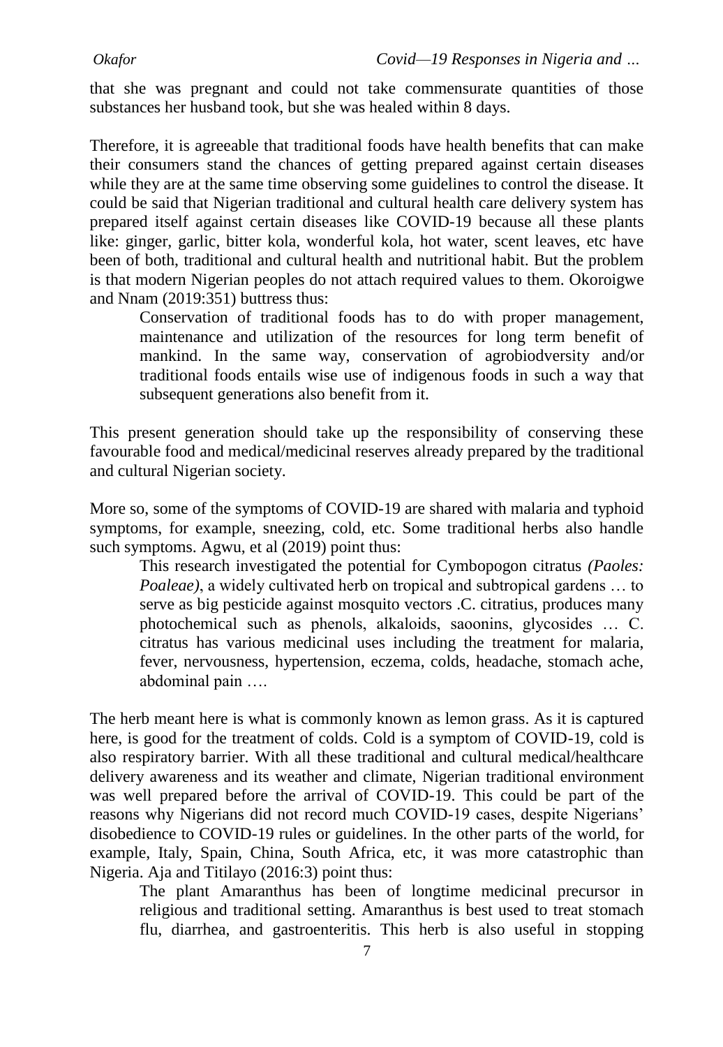that she was pregnant and could not take commensurate quantities of those substances her husband took, but she was healed within 8 days.

Therefore, it is agreeable that traditional foods have health benefits that can make their consumers stand the chances of getting prepared against certain diseases while they are at the same time observing some guidelines to control the disease. It could be said that Nigerian traditional and cultural health care delivery system has prepared itself against certain diseases like COVID-19 because all these plants like: ginger, garlic, bitter kola, wonderful kola, hot water, scent leaves, etc have been of both, traditional and cultural health and nutritional habit. But the problem is that modern Nigerian peoples do not attach required values to them. Okoroigwe and Nnam (2019:351) buttress thus:

> Conservation of traditional foods has to do with proper management, maintenance and utilization of the resources for long term benefit of mankind. In the same way, conservation of agrobiodversity and/or traditional foods entails wise use of indigenous foods in such a way that subsequent generations also benefit from it.

This present generation should take up the responsibility of conserving these favourable food and medical/medicinal reserves already prepared by the traditional and cultural Nigerian society.

More so, some of the symptoms of COVID-19 are shared with malaria and typhoid symptoms, for example, sneezing, cold, etc. Some traditional herbs also handle such symptoms. Agwu, et al (2019) point thus:

> This research investigated the potential for Cymbopogon citratus *(Paoles: Poaleae)*, a widely cultivated herb on tropical and subtropical gardens … to serve as big pesticide against mosquito vectors .C. citratius, produces many photochemical such as phenols, alkaloids, saoonins, glycosides … C. citratus has various medicinal uses including the treatment for malaria, fever, nervousness, hypertension, eczema, colds, headache, stomach ache, abdominal pain ….

The herb meant here is what is commonly known as lemon grass. As it is captured here, is good for the treatment of colds. Cold is a symptom of COVID-19, cold is also respiratory barrier. With all these traditional and cultural medical/healthcare delivery awareness and its weather and climate, Nigerian traditional environment was well prepared before the arrival of COVID-19. This could be part of the reasons why Nigerians did not record much COVID-19 cases, despite Nigerians' disobedience to COVID-19 rules or guidelines. In the other parts of the world, for example, Italy, Spain, China, South Africa, etc, it was more catastrophic than Nigeria. Aja and Titilayo (2016:3) point thus:

> The plant Amaranthus has been of longtime medicinal precursor in religious and traditional setting. Amaranthus is best used to treat stomach flu, diarrhea, and gastroenteritis. This herb is also useful in stopping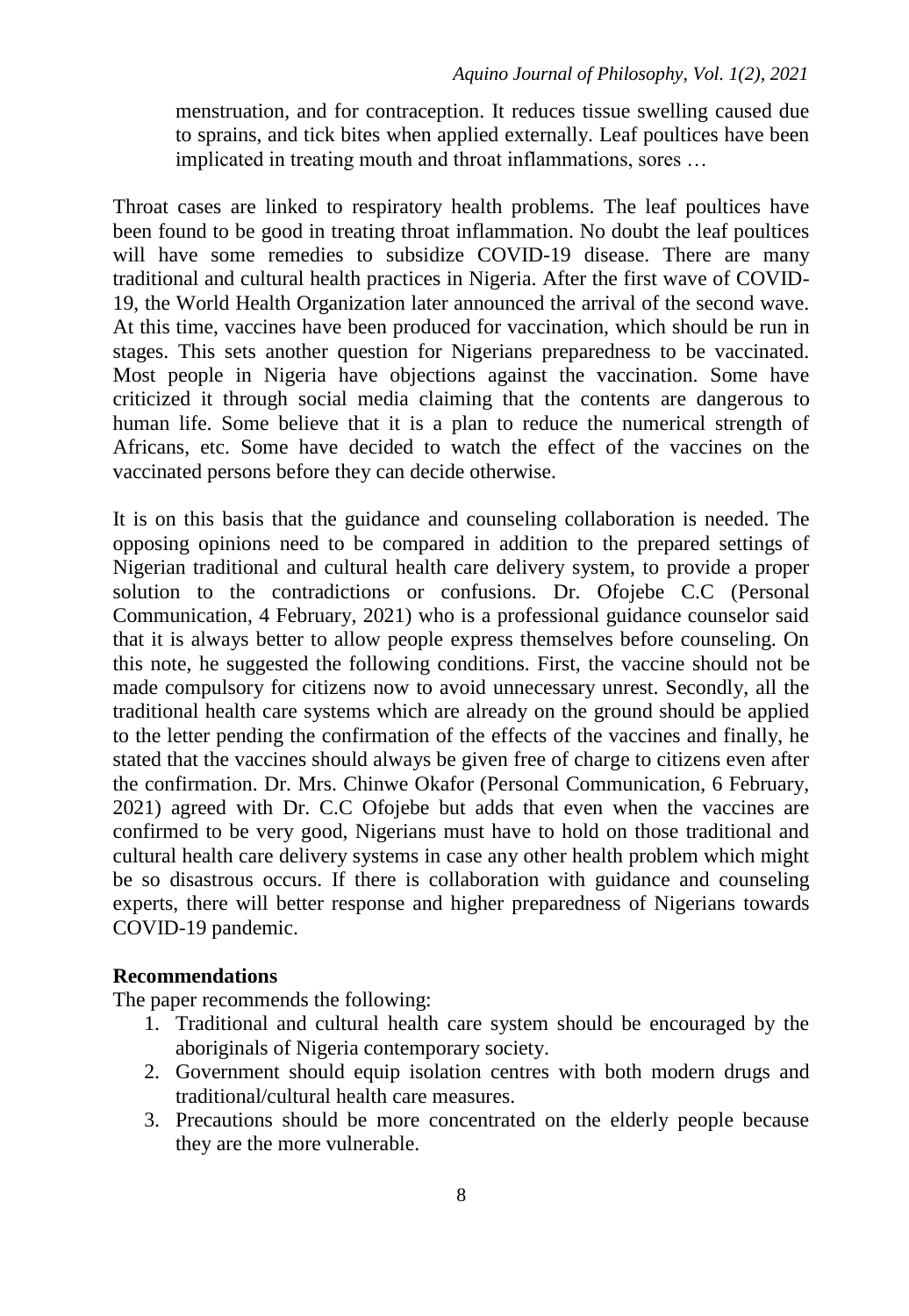> menstruation, and for contraception. It reduces tissue swelling caused due to sprains, and tick bites when applied externally. Leaf poultices have been implicated in treating mouth and throat inflammations, sores …

Throat cases are linked to respiratory health problems. The leaf poultices have been found to be good in treating throat inflammation. No doubt the leaf poultices will have some remedies to subsidize COVID-19 disease. There are many traditional and cultural health practices in Nigeria. After the first wave of COVID-19, the World Health Organization later announced the arrival of the second wave. At this time, vaccines have been produced for vaccination, which should be run in stages. This sets another question for Nigerians preparedness to be vaccinated. Most people in Nigeria have objections against the vaccination. Some have criticized it through social media claiming that the contents are dangerous to human life. Some believe that it is a plan to reduce the numerical strength of Africans, etc. Some have decided to watch the effect of the vaccines on the vaccinated persons before they can decide otherwise.

It is on this basis that the guidance and counseling collaboration is needed. The opposing opinions need to be compared in addition to the prepared settings of Nigerian traditional and cultural health care delivery system, to provide a proper solution to the contradictions or confusions. Dr. Ofojebe C.C (Personal Communication, 4 February, 2021) who is a professional guidance counselor said that it is always better to allow people express themselves before counseling. On this note, he suggested the following conditions. First, the vaccine should not be made compulsory for citizens now to avoid unnecessary unrest. Secondly, all the traditional health care systems which are already on the ground should be applied to the letter pending the confirmation of the effects of the vaccines and finally, he stated that the vaccines should always be given free of charge to citizens even after the confirmation. Dr. Mrs. Chinwe Okafor (Personal Communication, 6 February, 2021) agreed with Dr. C.C Ofojebe but adds that even when the vaccines are confirmed to be very good, Nigerians must have to hold on those traditional and cultural health care delivery systems in case any other health problem which might be so disastrous occurs. If there is collaboration with guidance and counseling experts, there will better response and higher preparedness of Nigerians towards COVID-19 pandemic.

**Recommendations**

The paper recommends the following:

1. Traditional and cultural health care system should be encouraged by the aboriginals of Nigeria contemporary society.
2. Government should equip isolation centres with both modern drugs and traditional/cultural health care measures.
3. Precautions should be more concentrated on the elderly people because they are the more vulnerable.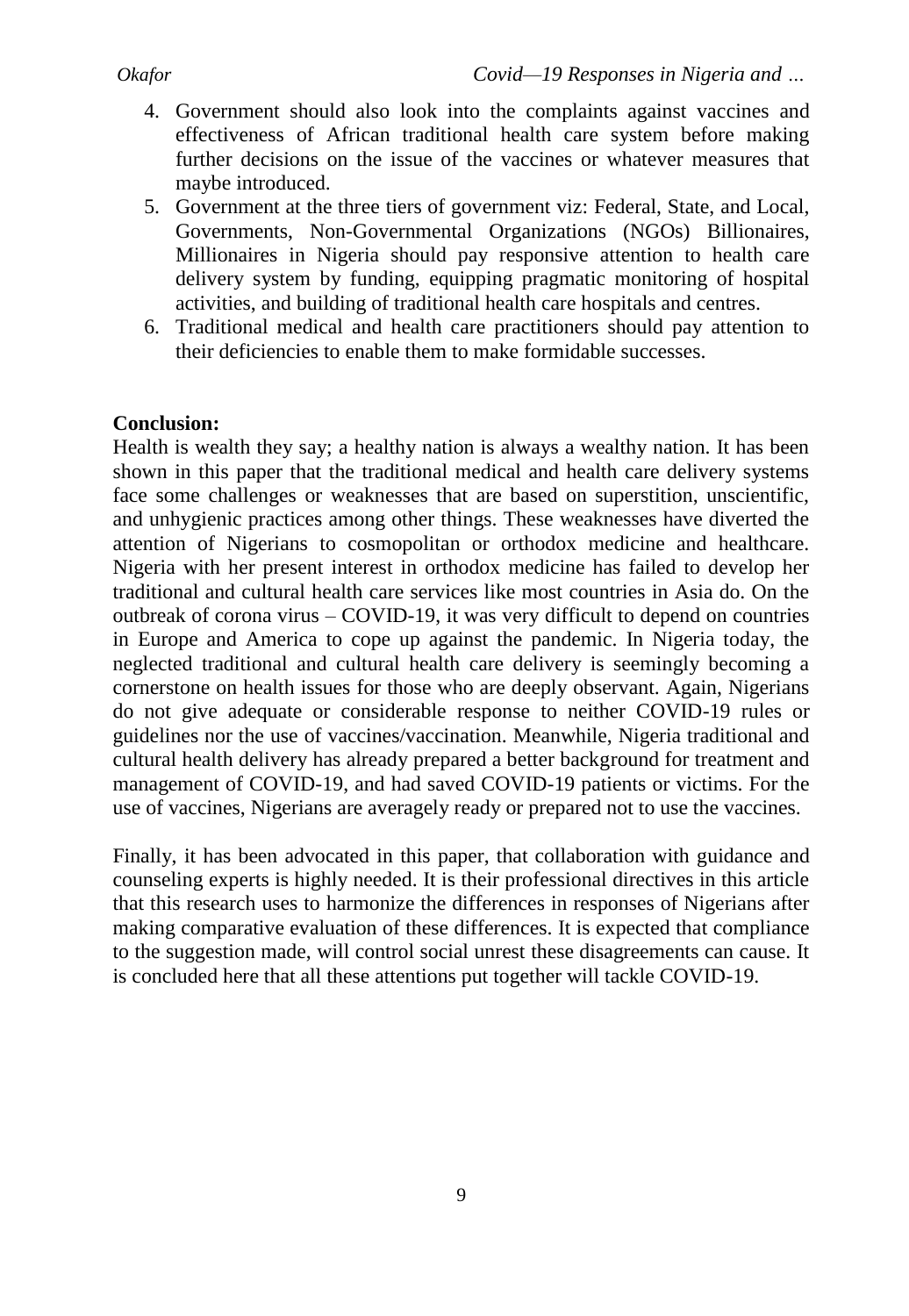4. Government should also look into the complaints against vaccines and effectiveness of African traditional health care system before making further decisions on the issue of the vaccines or whatever measures that maybe introduced.
5. Government at the three tiers of government viz: Federal, State, and Local, Governments, Non-Governmental Organizations (NGOs) Billionaires, Millionaires in Nigeria should pay responsive attention to health care delivery system by funding, equipping pragmatic monitoring of hospital activities, and building of traditional health care hospitals and centres.
6. Traditional medical and health care practitioners should pay attention to their deficiencies to enable them to make formidable successes.

**Conclusion:**

Health is wealth they say; a healthy nation is always a wealthy nation. It has been shown in this paper that the traditional medical and health care delivery systems face some challenges or weaknesses that are based on superstition, unscientific, and unhygienic practices among other things. These weaknesses have diverted the attention of Nigerians to cosmopolitan or orthodox medicine and healthcare. Nigeria with her present interest in orthodox medicine has failed to develop her traditional and cultural health care services like most countries in Asia do. On the outbreak of corona virus – COVID-19, it was very difficult to depend on countries in Europe and America to cope up against the pandemic. In Nigeria today, the neglected traditional and cultural health care delivery is seemingly becoming a cornerstone on health issues for those who are deeply observant. Again, Nigerians do not give adequate or considerable response to neither COVID-19 rules or guidelines nor the use of vaccines/vaccination. Meanwhile, Nigeria traditional and cultural health delivery has already prepared a better background for treatment and management of COVID-19, and had saved COVID-19 patients or victims. For the use of vaccines, Nigerians are averagely ready or prepared not to use the vaccines.

Finally, it has been advocated in this paper, that collaboration with guidance and counseling experts is highly needed. It is their professional directives in this article that this research uses to harmonize the differences in responses of Nigerians after making comparative evaluation of these differences. It is expected that compliance to the suggestion made, will control social unrest these disagreements can cause. It is concluded here that all these attentions put together will tackle COVID-19.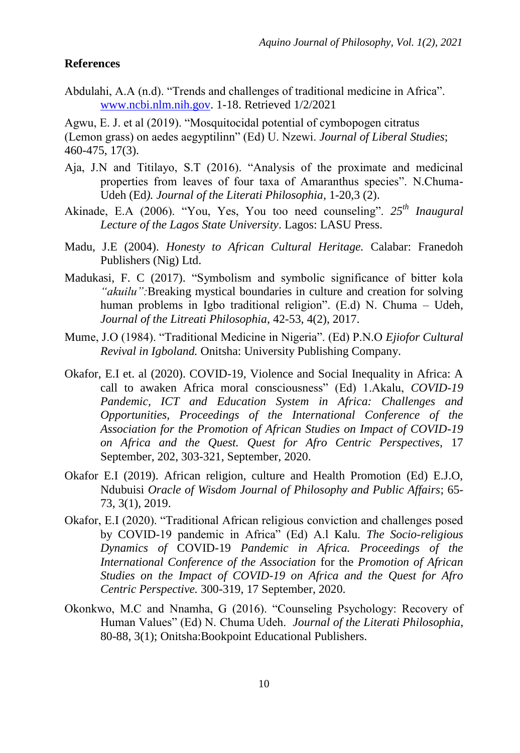**References**

Abdulahi, A.A (n.d). "Trends and challenges of traditional medicine in Africa". www.ncbi.nlm.nih.gov. 1-18. Retrieved 1/2/2021

Agwu, E. J. et al (2019). "Mosquitocidal potential of cymbopogen citratus (Lemon grass) on aedes aegyptilinn" (Ed) U. Nzewi. *Journal of Liberal Studies*; 460-475, 17(3).

Aja, J.N and Titilayo, S.T (2016). "Analysis of the proximate and medicinal properties from leaves of four taxa of Amaranthus species". N.Chuma-Udeh (Ed*). Journal of the Literati Philosophia*, 1-20,3 (2).

Akinade, E.A (2006). "You, Yes, You too need counseling". *25th Inaugural Lecture of the Lagos State University*. Lagos: LASU Press.

Madu, J.E (2004). *Honesty to African Cultural Heritage.* Calabar: Franedoh Publishers (Nig) Ltd.

Madukasi, F. C (2017). "Symbolism and symbolic significance of bitter kola *"akuilu":*Breaking mystical boundaries in culture and creation for solving human problems in Igbo traditional religion". (E.d) N. Chuma – Udeh, *Journal of the Litreati Philosophia*, 42-53, 4(2), 2017.

Mume, J.O (1984). "Traditional Medicine in Nigeria". (Ed) P.N.O *Ejiofor Cultural Revival in Igboland.* Onitsha: University Publishing Company.

Okafor, E.I et. al (2020). COVID-19, Violence and Social Inequality in Africa: A call to awaken Africa moral consciousness" (Ed) 1.Akalu, *COVID-19 Pandemic, ICT and Education System in Africa: Challenges and Opportunities, Proceedings of the International Conference of the Association for the Promotion of African Studies on Impact of COVID-19 on Africa and the Quest. Quest for Afro Centric Perspectives,* 17 September, 202, 303-321, September, 2020.

Okafor E.I (2019). African religion, culture and Health Promotion (Ed) E.J.O, Ndubuisi *Oracle of Wisdom Journal of Philosophy and Public Affairs*; 65-73, 3(1), 2019.

Okafor, E.I (2020). "Traditional African religious conviction and challenges posed by COVID-19 pandemic in Africa" (Ed) A.l Kalu. *The Socio-religious Dynamics of* COVID-19 *Pandemic in Africa. Proceedings of the International Conference of the Association* for the *Promotion of African Studies on the Impact of COVID-19 on Africa and the Quest for Afro Centric Perspective.* 300-319, 17 September, 2020.

Okonkwo, M.C and Nnamha, G (2016). "Counseling Psychology: Recovery of Human Values" (Ed) N. Chuma Udeh. *Journal of the Literati Philosophia*, 80-88, 3(1); Onitsha:Bookpoint Educational Publishers.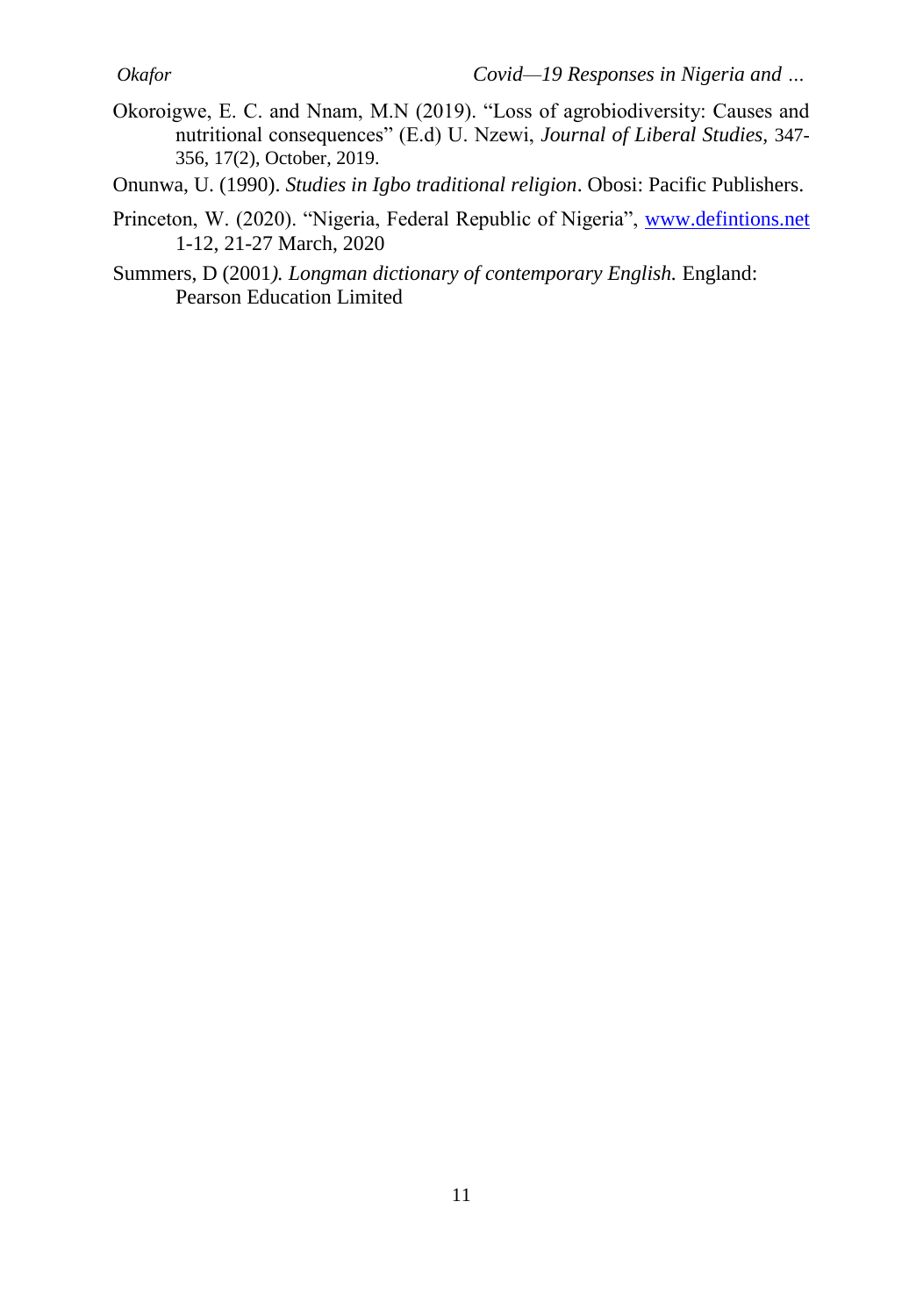Okoroigwe, E. C. and Nnam, M.N (2019). "Loss of agrobiodiversity: Causes and nutritional consequences" (E.d) U. Nzewi, *Journal of Liberal Studies,* 347-356, 17(2), October, 2019.

Onunwa, U. (1990). *Studies in Igbo traditional religion*. Obosi: Pacific Publishers.

Princeton, W. (2020). "Nigeria, Federal Republic of Nigeria", www.defintions.net 1-12, 21-27 March, 2020

Summers, D (2001*). Longman dictionary of contemporary English.* England: Pearson Education Limited